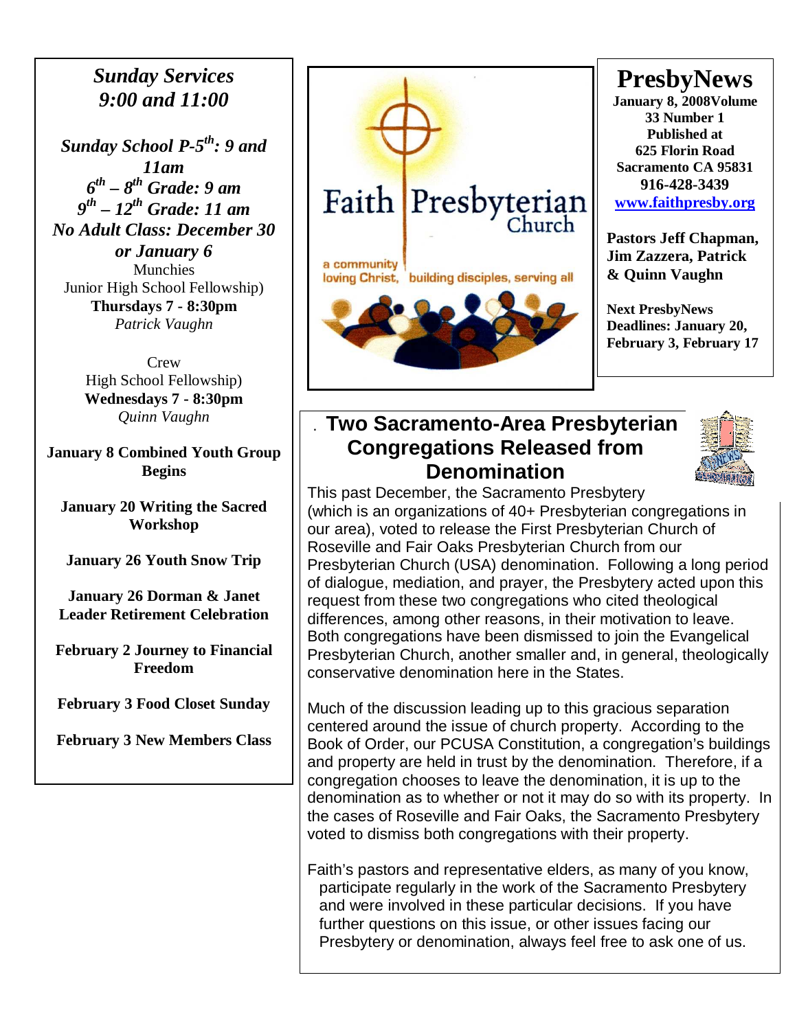# PresbyNews

**January 8, 2008 Volume 33 Number 1**
**Published at 625 Florin Road Sacramento CA 95831**
**916-428-3439**
**www.faithpresby.org**

**Pastors Jeff Chapman, Jim Zazzera, Patrick & Quinn Vaughn**

**Next PresbyNews Deadlines: January 20, February 3, February 17**

Faith Presbyterian Church

a community loving Christ, building disciples, serving all

***Sunday Services 9:00 and 11:00***

***Sunday School P-5th: 9 and 11am***
***6th – 8th Grade: 9 am***
***9th – 12th Grade: 11 am***
***No Adult Class: December 30 or January 6***

Munchies
Junior High School Fellowship)
**Thursdays 7 - 8:30pm**
*Patrick Vaughn*

Crew
High School Fellowship)
**Wednesdays 7 - 8:30pm**
*Quinn Vaughn*

**January 8 Combined Youth Group Begins**

**January 20 Writing the Sacred Workshop**

**January 26 Youth Snow Trip**

**January 26 Dorman & Janet Leader Retirement Celebration**

**February 2 Journey to Financial Freedom**

**February 3 Food Closet Sunday**

**February 3 New Members Class**

## Two Sacramento-Area Presbyterian Congregations Released from Denomination

This past December, the Sacramento Presbytery (which is an organizations of 40+ Presbyterian congregations in our area), voted to release the First Presbyterian Church of Roseville and Fair Oaks Presbyterian Church from our Presbyterian Church (USA) denomination. Following a long period of dialogue, mediation, and prayer, the Presbytery acted upon this request from these two congregations who cited theological differences, among other reasons, in their motivation to leave. Both congregations have been dismissed to join the Evangelical Presbyterian Church, another smaller and, in general, theologically conservative denomination here in the States.

Much of the discussion leading up to this gracious separation centered around the issue of church property. According to the Book of Order, our PCUSA Constitution, a congregation's buildings and property are held in trust by the denomination. Therefore, if a congregation chooses to leave the denomination, it is up to the denomination as to whether or not it may do so with its property. In the cases of Roseville and Fair Oaks, the Sacramento Presbytery voted to dismiss both congregations with their property.

Faith's pastors and representative elders, as many of you know, participate regularly in the work of the Sacramento Presbytery and were involved in these particular decisions. If you have further questions on this issue, or other issues facing our Presbytery or denomination, always feel free to ask one of us.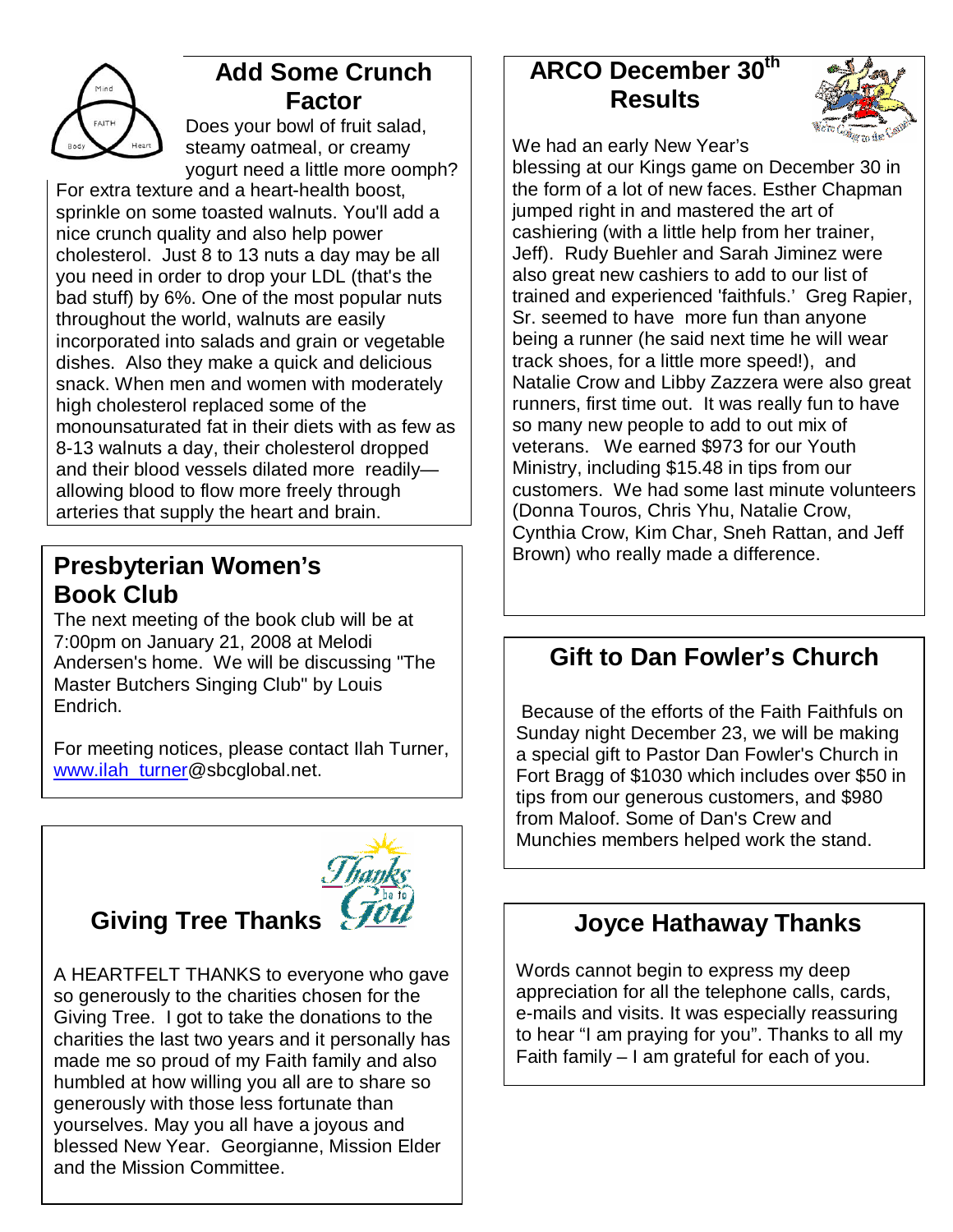## Add Some Crunch Factor

Does your bowl of fruit salad, steamy oatmeal, or creamy yogurt need a little more oomph? For extra texture and a heart-health boost, sprinkle on some toasted walnuts. You'll add a nice crunch quality and also help power cholesterol. Just 8 to 13 nuts a day may be all you need in order to drop your LDL (that's the bad stuff) by 6%. One of the most popular nuts throughout the world, walnuts are easily incorporated into salads and grain or vegetable dishes. Also they make a quick and delicious snack. When men and women with moderately high cholesterol replaced some of the monounsaturated fat in their diets with as few as 8-13 walnuts a day, their cholesterol dropped and their blood vessels dilated more readily—allowing blood to flow more freely through arteries that supply the heart and brain.

## Presbyterian Women's Book Club

The next meeting of the book club will be at 7:00pm on January 21, 2008 at Melodi Andersen's home. We will be discussing "The Master Butchers Singing Club" by Louis Endrich.

For meeting notices, please contact Ilah Turner, www.ilah_turner@sbcglobal.net.

## Giving Tree Thanks

A HEARTFELT THANKS to everyone who gave so generously to the charities chosen for the Giving Tree. I got to take the donations to the charities the last two years and it personally has made me so proud of my Faith family and also humbled at how willing you all are to share so generously with those less fortunate than yourselves. May you all have a joyous and blessed New Year. Georgianne, Mission Elder and the Mission Committee.

## ARCO December 30th Results

We had an early New Year's blessing at our Kings game on December 30 in the form of a lot of new faces. Esther Chapman jumped right in and mastered the art of cashiering (with a little help from her trainer, Jeff). Rudy Buehler and Sarah Jiminez were also great new cashiers to add to our list of trained and experienced 'faithfuls.' Greg Rapier, Sr. seemed to have more fun than anyone being a runner (he said next time he will wear track shoes, for a little more speed!), and Natalie Crow and Libby Zazzera were also great runners, first time out. It was really fun to have so many new people to add to out mix of veterans. We earned $973 for our Youth Ministry, including $15.48 in tips from our customers. We had some last minute volunteers (Donna Touros, Chris Yhu, Natalie Crow, Cynthia Crow, Kim Char, Sneh Rattan, and Jeff Brown) who really made a difference.

## Gift to Dan Fowler's Church

Because of the efforts of the Faith Faithfuls on Sunday night December 23, we will be making a special gift to Pastor Dan Fowler's Church in Fort Bragg of $1030 which includes over $50 in tips from our generous customers, and $980 from Maloof. Some of Dan's Crew and Munchies members helped work the stand.

## Joyce Hathaway Thanks

Words cannot begin to express my deep appreciation for all the telephone calls, cards, e-mails and visits. It was especially reassuring to hear "I am praying for you". Thanks to all my Faith family – I am grateful for each of you.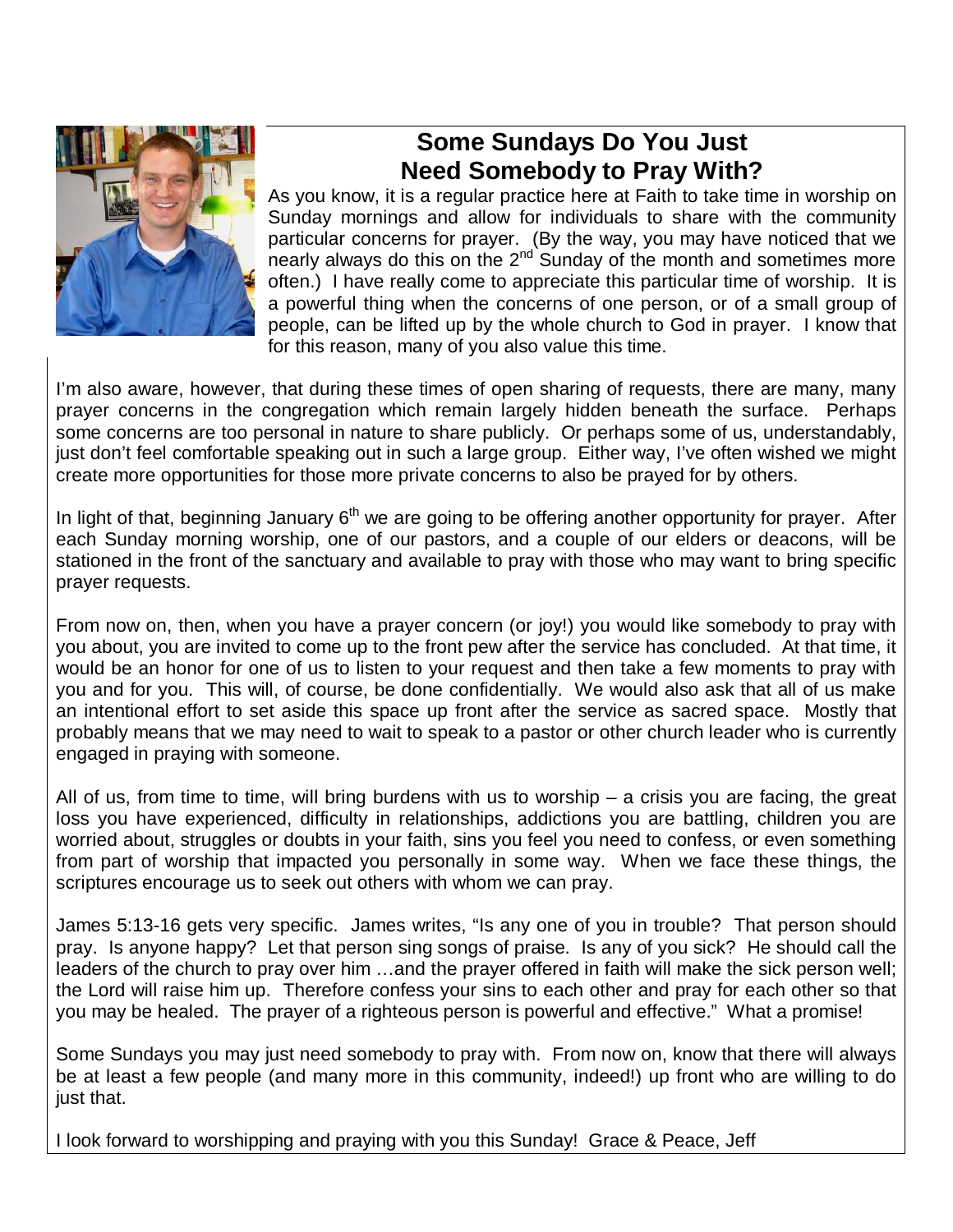## Some Sundays Do You Just Need Somebody to Pray With?

As you know, it is a regular practice here at Faith to take time in worship on Sunday mornings and allow for individuals to share with the community particular concerns for prayer. (By the way, you may have noticed that we nearly always do this on the 2nd Sunday of the month and sometimes more often.) I have really come to appreciate this particular time of worship. It is a powerful thing when the concerns of one person, or of a small group of people, can be lifted up by the whole church to God in prayer. I know that for this reason, many of you also value this time.

I'm also aware, however, that during these times of open sharing of requests, there are many, many prayer concerns in the congregation which remain largely hidden beneath the surface. Perhaps some concerns are too personal in nature to share publicly. Or perhaps some of us, understandably, just don't feel comfortable speaking out in such a large group. Either way, I've often wished we might create more opportunities for those more private concerns to also be prayed for by others.

In light of that, beginning January 6th we are going to be offering another opportunity for prayer. After each Sunday morning worship, one of our pastors, and a couple of our elders or deacons, will be stationed in the front of the sanctuary and available to pray with those who may want to bring specific prayer requests.

From now on, then, when you have a prayer concern (or joy!) you would like somebody to pray with you about, you are invited to come up to the front pew after the service has concluded. At that time, it would be an honor for one of us to listen to your request and then take a few moments to pray with you and for you. This will, of course, be done confidentially. We would also ask that all of us make an intentional effort to set aside this space up front after the service as sacred space. Mostly that probably means that we may need to wait to speak to a pastor or other church leader who is currently engaged in praying with someone.

All of us, from time to time, will bring burdens with us to worship – a crisis you are facing, the great loss you have experienced, difficulty in relationships, addictions you are battling, children you are worried about, struggles or doubts in your faith, sins you feel you need to confess, or even something from part of worship that impacted you personally in some way. When we face these things, the scriptures encourage us to seek out others with whom we can pray.

James 5:13-16 gets very specific. James writes, "Is any one of you in trouble? That person should pray. Is anyone happy? Let that person sing songs of praise. Is any of you sick? He should call the leaders of the church to pray over him …and the prayer offered in faith will make the sick person well; the Lord will raise him up. Therefore confess your sins to each other and pray for each other so that you may be healed. The prayer of a righteous person is powerful and effective." What a promise!

Some Sundays you may just need somebody to pray with. From now on, know that there will always be at least a few people (and many more in this community, indeed!) up front who are willing to do just that.

I look forward to worshipping and praying with you this Sunday! Grace & Peace, Jeff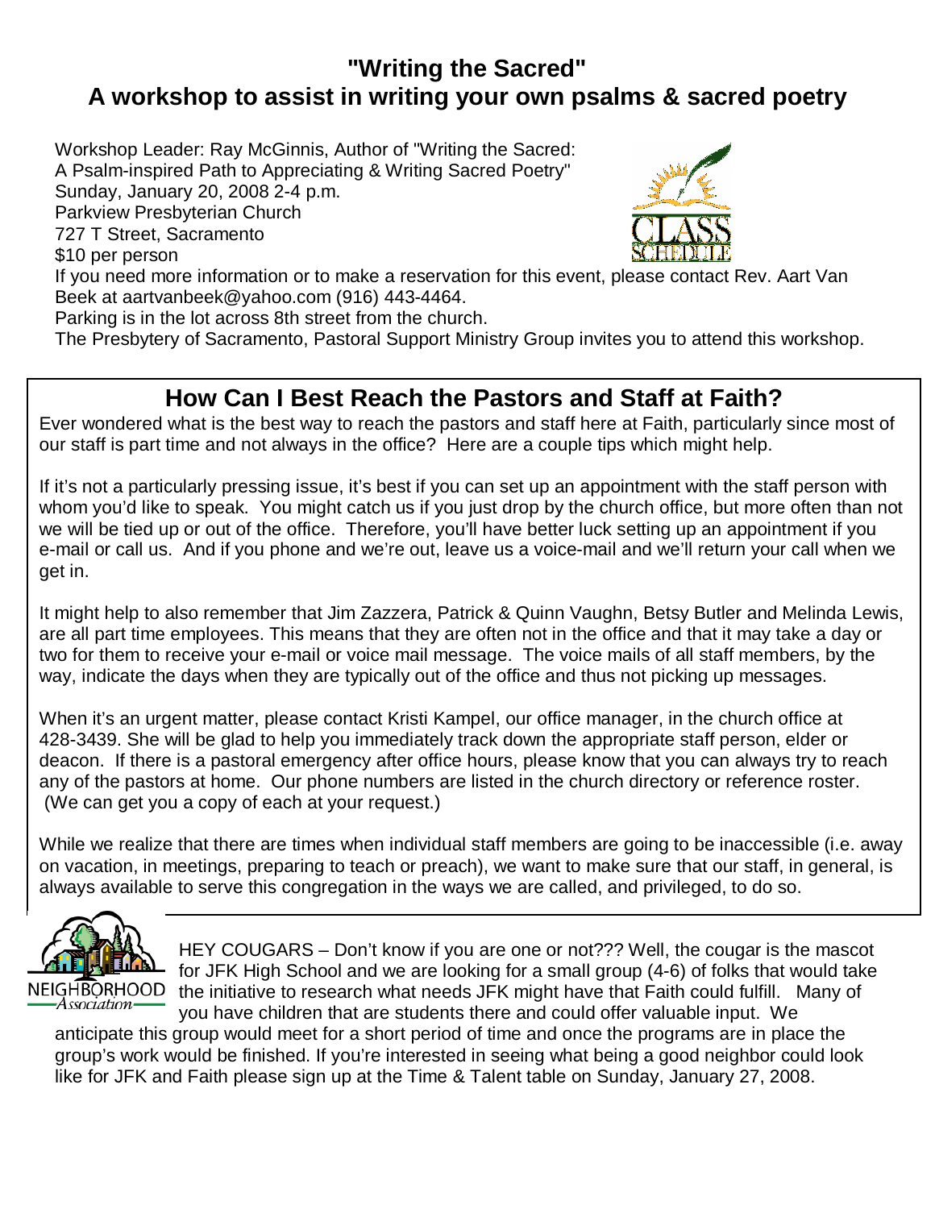# "Writing the Sacred"
## A workshop to assist in writing your own psalms & sacred poetry

Workshop Leader: Ray McGinnis, Author of "Writing the Sacred: A Psalm-inspired Path to Appreciating & Writing Sacred Poetry"
Sunday, January 20, 2008 2-4 p.m.
Parkview Presbyterian Church
727 T Street, Sacramento
$10 per person
If you need more information or to make a reservation for this event, please contact Rev. Aart Van Beek at aartvanbeek@yahoo.com (916) 443-4464.
Parking is in the lot across 8th street from the church.
The Presbytery of Sacramento, Pastoral Support Ministry Group invites you to attend this workshop.

## How Can I Best Reach the Pastors and Staff at Faith?

Ever wondered what is the best way to reach the pastors and staff here at Faith, particularly since most of our staff is part time and not always in the office? Here are a couple tips which might help.

If it's not a particularly pressing issue, it's best if you can set up an appointment with the staff person with whom you'd like to speak. You might catch us if you just drop by the church office, but more often than not we will be tied up or out of the office. Therefore, you'll have better luck setting up an appointment if you e-mail or call us. And if you phone and we're out, leave us a voice-mail and we'll return your call when we get in.

It might help to also remember that Jim Zazzera, Patrick & Quinn Vaughn, Betsy Butler and Melinda Lewis, are all part time employees. This means that they are often not in the office and that it may take a day or two for them to receive your e-mail or voice mail message. The voice mails of all staff members, by the way, indicate the days when they are typically out of the office and thus not picking up messages.

When it's an urgent matter, please contact Kristi Kampel, our office manager, in the church office at 428-3439. She will be glad to help you immediately track down the appropriate staff person, elder or deacon. If there is a pastoral emergency after office hours, please know that you can always try to reach any of the pastors at home. Our phone numbers are listed in the church directory or reference roster. (We can get you a copy of each at your request.)

While we realize that there are times when individual staff members are going to be inaccessible (i.e. away on vacation, in meetings, preparing to teach or preach), we want to make sure that our staff, in general, is always available to serve this congregation in the ways we are called, and privileged, to do so.

NEIGHBORHOOD Association

HEY COUGARS – Don't know if you are one or not??? Well, the cougar is the mascot for JFK High School and we are looking for a small group (4-6) of folks that would take the initiative to research what needs JFK might have that Faith could fulfill. Many of you have children that are students there and could offer valuable input. We anticipate this group would meet for a short period of time and once the programs are in place the group's work would be finished. If you're interested in seeing what being a good neighbor could look like for JFK and Faith please sign up at the Time & Talent table on Sunday, January 27, 2008.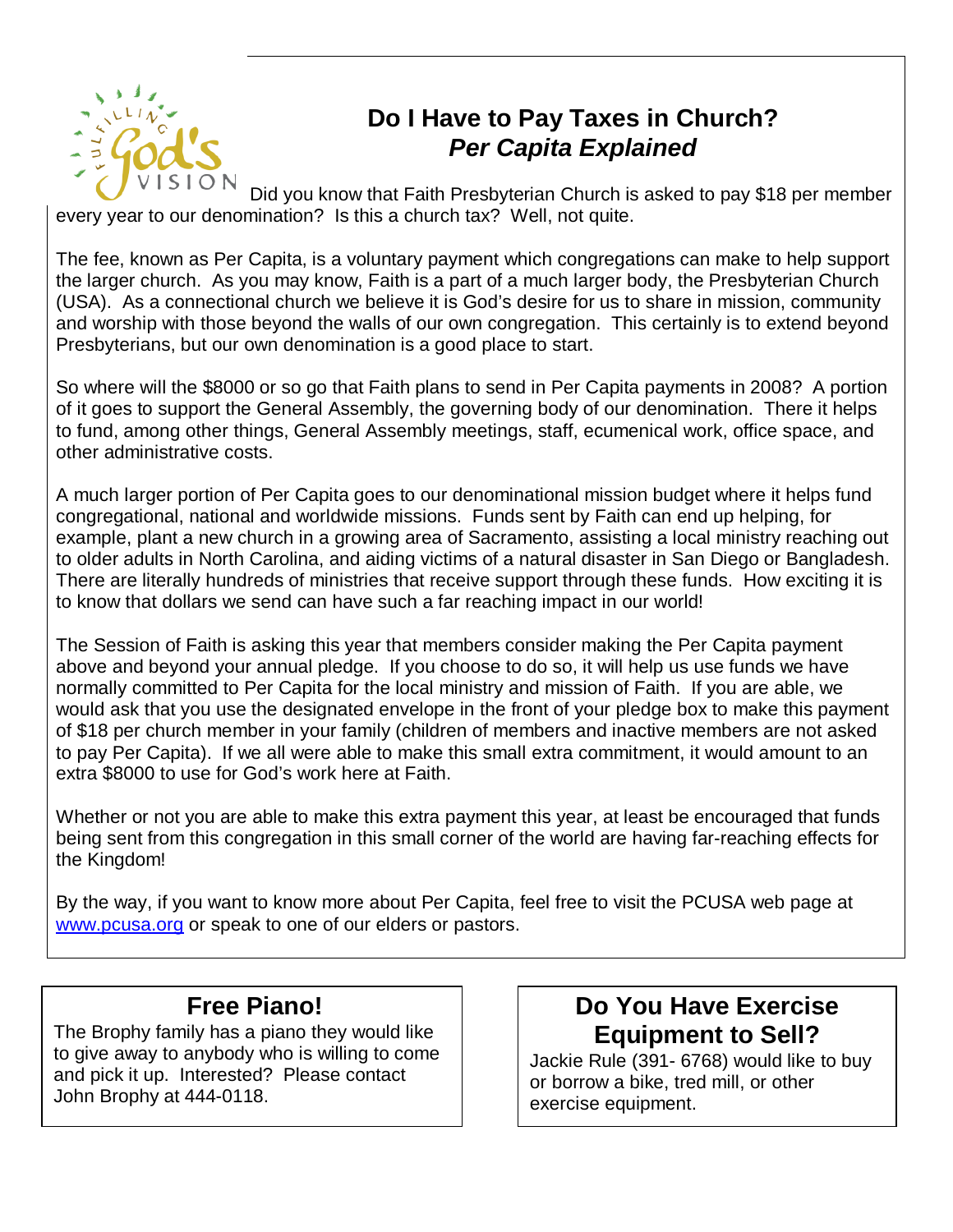## Do I Have to Pay Taxes in Church?
### *Per Capita Explained*

Did you know that Faith Presbyterian Church is asked to pay $18 per member every year to our denomination? Is this a church tax? Well, not quite.

The fee, known as Per Capita, is a voluntary payment which congregations can make to help support the larger church. As you may know, Faith is a part of a much larger body, the Presbyterian Church (USA). As a connectional church we believe it is God's desire for us to share in mission, community and worship with those beyond the walls of our own congregation. This certainly is to extend beyond Presbyterians, but our own denomination is a good place to start.

So where will the $8000 or so go that Faith plans to send in Per Capita payments in 2008? A portion of it goes to support the General Assembly, the governing body of our denomination. There it helps to fund, among other things, General Assembly meetings, staff, ecumenical work, office space, and other administrative costs.

A much larger portion of Per Capita goes to our denominational mission budget where it helps fund congregational, national and worldwide missions. Funds sent by Faith can end up helping, for example, plant a new church in a growing area of Sacramento, assisting a local ministry reaching out to older adults in North Carolina, and aiding victims of a natural disaster in San Diego or Bangladesh. There are literally hundreds of ministries that receive support through these funds. How exciting it is to know that dollars we send can have such a far reaching impact in our world!

The Session of Faith is asking this year that members consider making the Per Capita payment above and beyond your annual pledge. If you choose to do so, it will help us use funds we have normally committed to Per Capita for the local ministry and mission of Faith. If you are able, we would ask that you use the designated envelope in the front of your pledge box to make this payment of $18 per church member in your family (children of members and inactive members are not asked to pay Per Capita). If we all were able to make this small extra commitment, it would amount to an extra $8000 to use for God's work here at Faith.

Whether or not you are able to make this extra payment this year, at least be encouraged that funds being sent from this congregation in this small corner of the world are having far-reaching effects for the Kingdom!

By the way, if you want to know more about Per Capita, feel free to visit the PCUSA web page at [www.pcusa.org](http://www.pcusa.org) or speak to one of our elders or pastors.

## Free Piano!

The Brophy family has a piano they would like to give away to anybody who is willing to come and pick it up. Interested? Please contact John Brophy at 444-0118.

## Do You Have Exercise Equipment to Sell?

Jackie Rule (391- 6768) would like to buy or borrow a bike, tred mill, or other exercise equipment.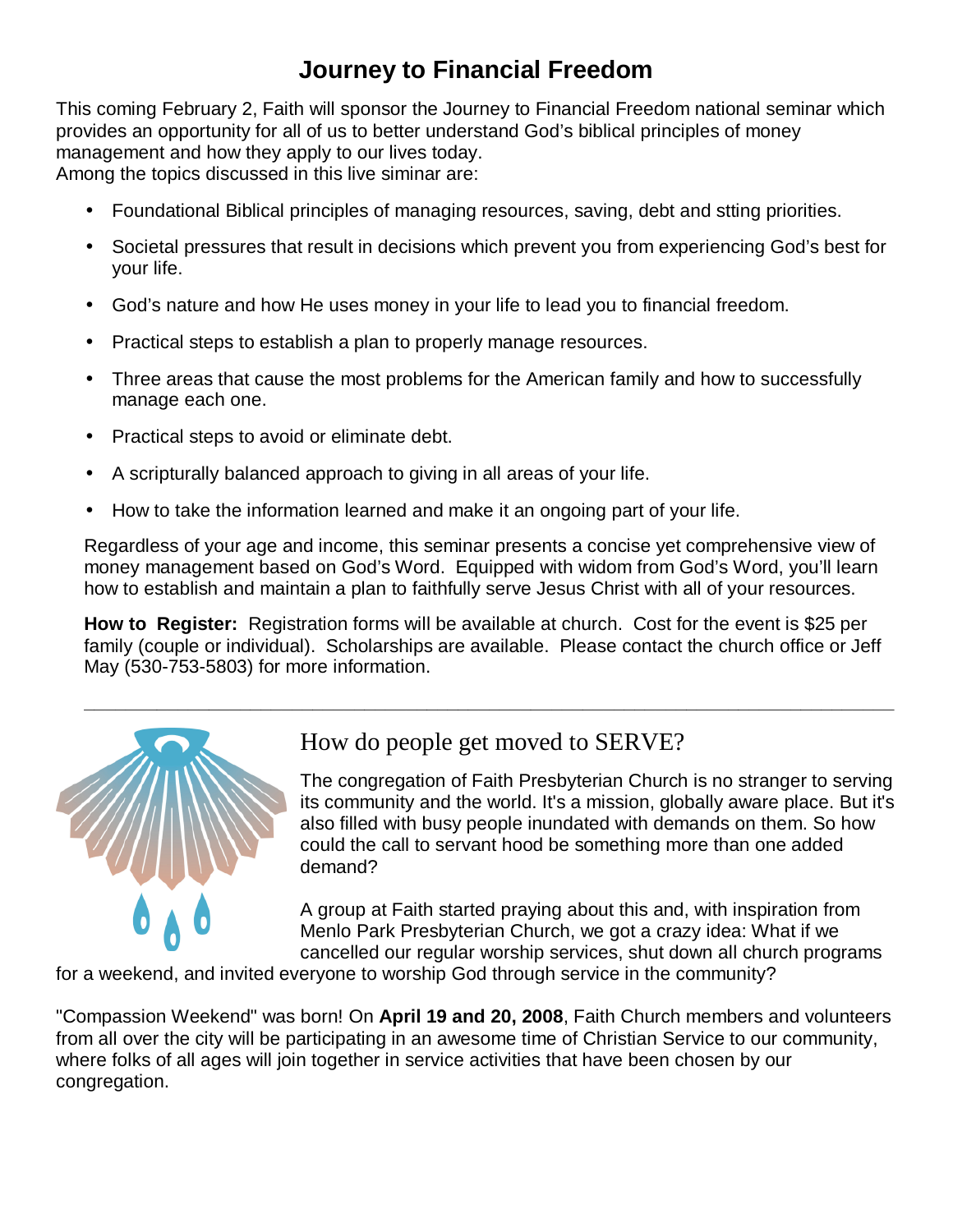# Journey to Financial Freedom

This coming February 2, Faith will sponsor the Journey to Financial Freedom national seminar which provides an opportunity for all of us to better understand God's biblical principles of money management and how they apply to our lives today.
Among the topics discussed in this live siminar are:

- Foundational Biblical principles of managing resources, saving, debt and stting priorities.
- Societal pressures that result in decisions which prevent you from experiencing God's best for your life.
- God's nature and how He uses money in your life to lead you to financial freedom.
- Practical steps to establish a plan to properly manage resources.
- Three areas that cause the most problems for the American family and how to successfully manage each one.
- Practical steps to avoid or eliminate debt.
- A scripturally balanced approach to giving in all areas of your life.
- How to take the information learned and make it an ongoing part of your life.

Regardless of your age and income, this seminar presents a concise yet comprehensive view of money management based on God's Word. Equipped with widom from God's Word, you'll learn how to establish and maintain a plan to faithfully serve Jesus Christ with all of your resources.

**How to Register:** Registration forms will be available at church. Cost for the event is $25 per family (couple or individual). Scholarships are available. Please contact the church office or Jeff May (530-753-5803) for more information.

---

## How do people get moved to SERVE?

The congregation of Faith Presbyterian Church is no stranger to serving its community and the world. It's a mission, globally aware place. But it's also filled with busy people inundated with demands on them. So how could the call to servant hood be something more than one added demand?

A group at Faith started praying about this and, with inspiration from Menlo Park Presbyterian Church, we got a crazy idea: What if we cancelled our regular worship services, shut down all church programs for a weekend, and invited everyone to worship God through service in the community?

"Compassion Weekend" was born! On **April 19 and 20, 2008**, Faith Church members and volunteers from all over the city will be participating in an awesome time of Christian Service to our community, where folks of all ages will join together in service activities that have been chosen by our congregation.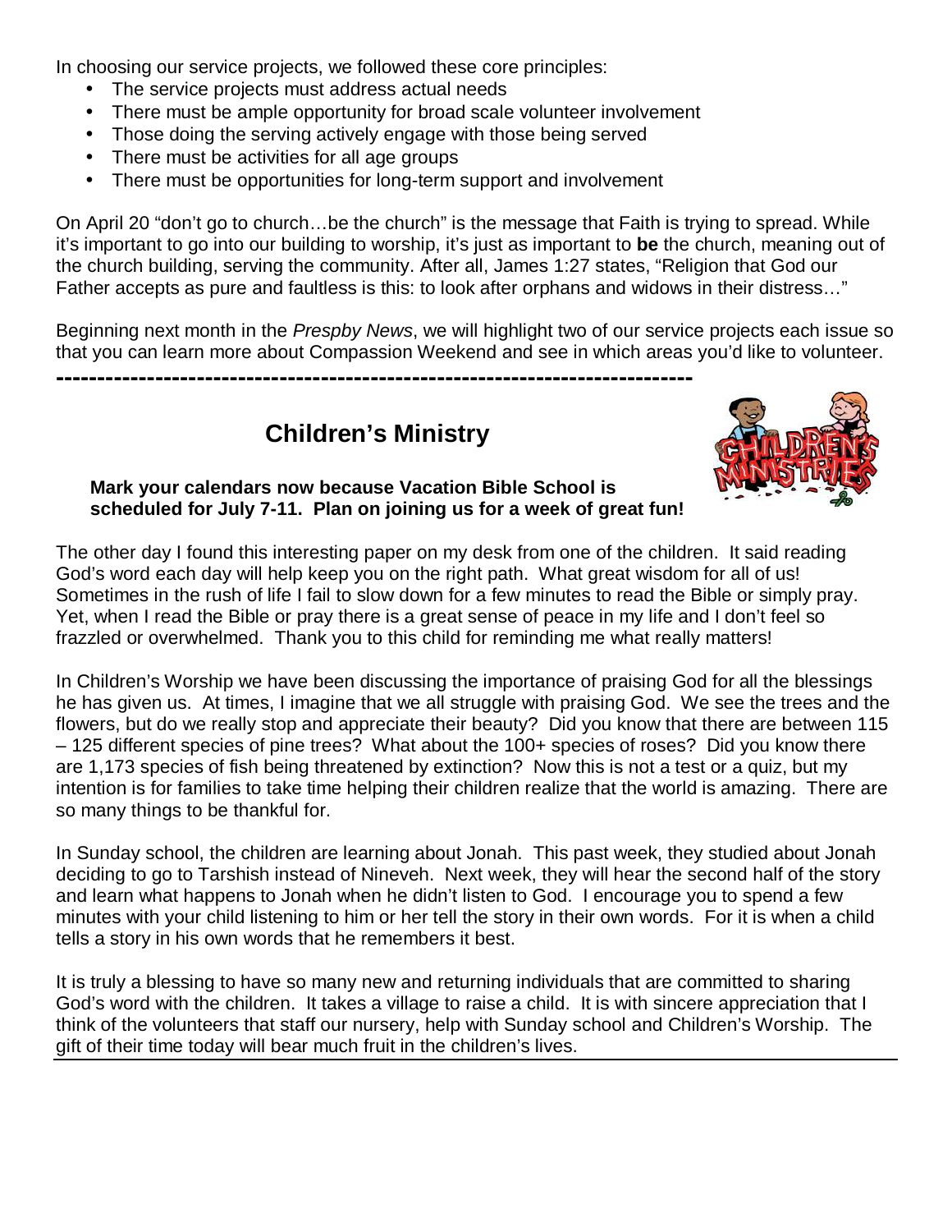In choosing our service projects, we followed these core principles:

- The service projects must address actual needs
- There must be ample opportunity for broad scale volunteer involvement
- Those doing the serving actively engage with those being served
- There must be activities for all age groups
- There must be opportunities for long-term support and involvement

On April 20 "don't go to church…be the church" is the message that Faith is trying to spread. While it's important to go into our building to worship, it's just as important to **be** the church, meaning out of the church building, serving the community. After all, James 1:27 states, "Religion that God our Father accepts as pure and faultless is this: to look after orphans and widows in their distress…"

Beginning next month in the *Prespby News*, we will highlight two of our service projects each issue so that you can learn more about Compassion Weekend and see in which areas you'd like to volunteer.

---

## Children's Ministry

**Mark your calendars now because Vacation Bible School is scheduled for July 7-11. Plan on joining us for a week of great fun!**

The other day I found this interesting paper on my desk from one of the children. It said reading God's word each day will help keep you on the right path. What great wisdom for all of us! Sometimes in the rush of life I fail to slow down for a few minutes to read the Bible or simply pray. Yet, when I read the Bible or pray there is a great sense of peace in my life and I don't feel so frazzled or overwhelmed. Thank you to this child for reminding me what really matters!

In Children's Worship we have been discussing the importance of praising God for all the blessings he has given us. At times, I imagine that we all struggle with praising God. We see the trees and the flowers, but do we really stop and appreciate their beauty? Did you know that there are between 115 – 125 different species of pine trees? What about the 100+ species of roses? Did you know there are 1,173 species of fish being threatened by extinction? Now this is not a test or a quiz, but my intention is for families to take time helping their children realize that the world is amazing. There are so many things to be thankful for.

In Sunday school, the children are learning about Jonah. This past week, they studied about Jonah deciding to go to Tarshish instead of Nineveh. Next week, they will hear the second half of the story and learn what happens to Jonah when he didn't listen to God. I encourage you to spend a few minutes with your child listening to him or her tell the story in their own words. For it is when a child tells a story in his own words that he remembers it best.

It is truly a blessing to have so many new and returning individuals that are committed to sharing God's word with the children. It takes a village to raise a child. It is with sincere appreciation that I think of the volunteers that staff our nursery, help with Sunday school and Children's Worship. The gift of their time today will bear much fruit in the children's lives.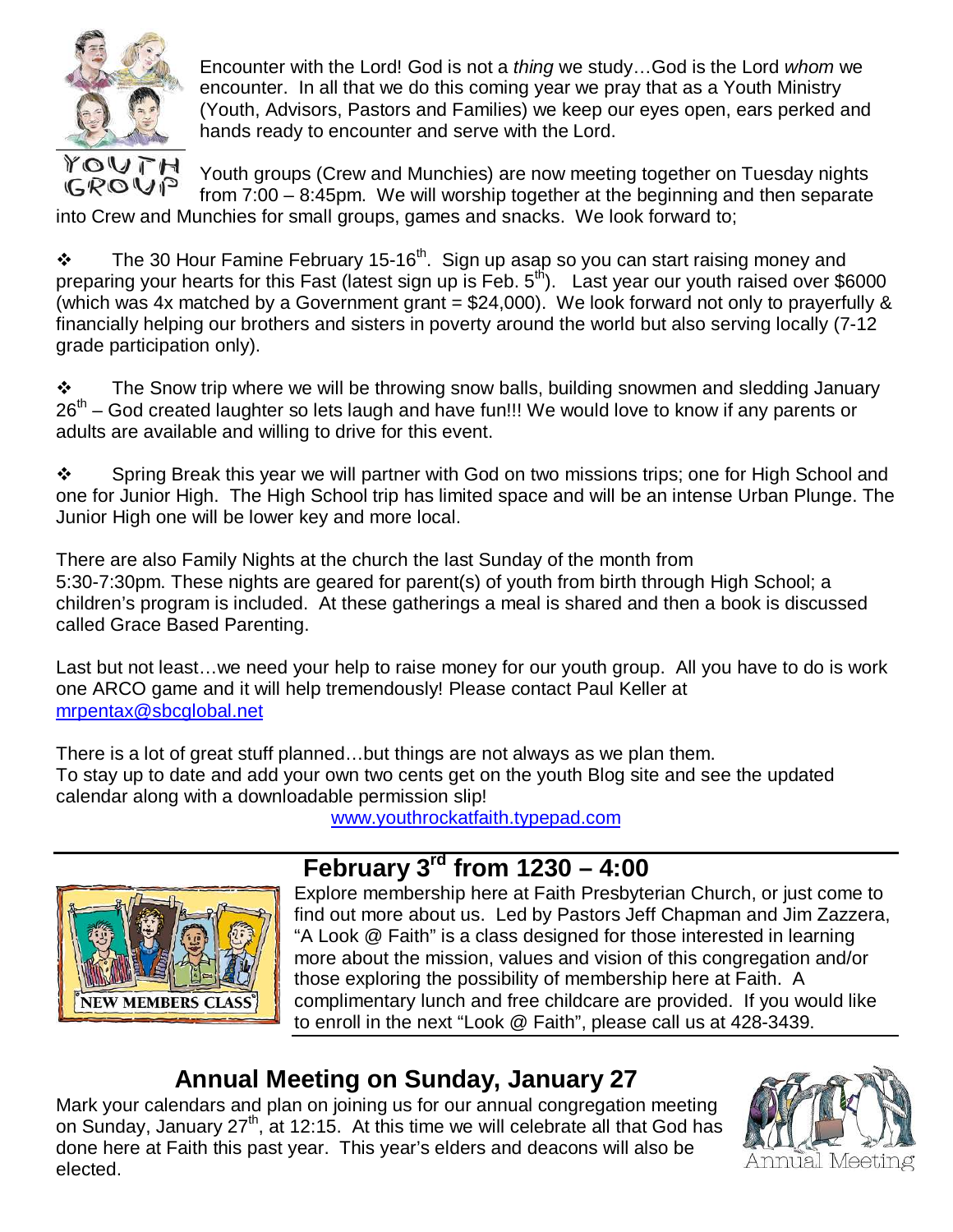Encounter with the Lord! God is not a *thing* we study…God is the Lord *whom* we encounter. In all that we do this coming year we pray that as a Youth Ministry (Youth, Advisors, Pastors and Families) we keep our eyes open, ears perked and hands ready to encounter and serve with the Lord.

YOUTH GROUP

Youth groups (Crew and Munchies) are now meeting together on Tuesday nights from 7:00 – 8:45pm. We will worship together at the beginning and then separate into Crew and Munchies for small groups, games and snacks. We look forward to;

- The 30 Hour Famine February 15-16th. Sign up asap so you can start raising money and preparing your hearts for this Fast (latest sign up is Feb. 5th). Last year our youth raised over $6000 (which was 4x matched by a Government grant = $24,000). We look forward not only to prayerfully & financially helping our brothers and sisters in poverty around the world but also serving locally (7-12 grade participation only).

- The Snow trip where we will be throwing snow balls, building snowmen and sledding January 26th – God created laughter so lets laugh and have fun!!! We would love to know if any parents or adults are available and willing to drive for this event.

- Spring Break this year we will partner with God on two missions trips; one for High School and one for Junior High. The High School trip has limited space and will be an intense Urban Plunge. The Junior High one will be lower key and more local.

There are also Family Nights at the church the last Sunday of the month from 5:30-7:30pm. These nights are geared for parent(s) of youth from birth through High School; a children's program is included. At these gatherings a meal is shared and then a book is discussed called Grace Based Parenting.

Last but not least…we need your help to raise money for our youth group. All you have to do is work one ARCO game and it will help tremendously! Please contact Paul Keller at mrpentax@sbcglobal.net

There is a lot of great stuff planned…but things are not always as we plan them. To stay up to date and add your own two cents get on the youth Blog site and see the updated calendar along with a downloadable permission slip!

www.youthrockatfaith.typepad.com

---

## February 3rd from 1230 – 4:00

NEW MEMBERS CLASS

Explore membership here at Faith Presbyterian Church, or just come to find out more about us. Led by Pastors Jeff Chapman and Jim Zazzera, "A Look @ Faith" is a class designed for those interested in learning more about the mission, values and vision of this congregation and/or those exploring the possibility of membership here at Faith. A complimentary lunch and free childcare are provided. If you would like to enroll in the next "Look @ Faith", please call us at 428-3439.

---

## Annual Meeting on Sunday, January 27

Mark your calendars and plan on joining us for our annual congregation meeting on Sunday, January 27th, at 12:15. At this time we will celebrate all that God has done here at Faith this past year. This year's elders and deacons will also be elected.

Annual Meeting